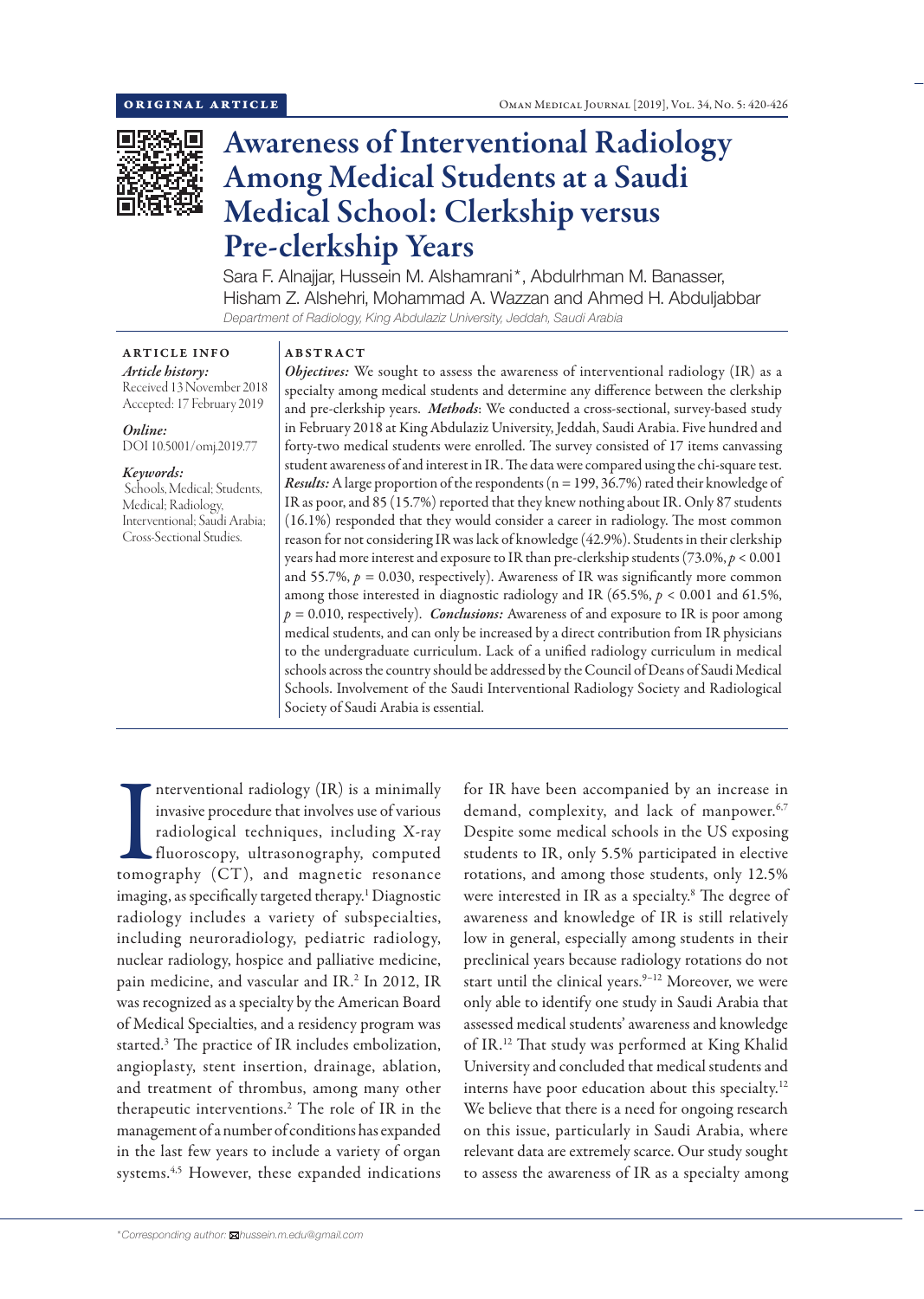ORIGINAL ARTICLE

# Awareness of Interventional Radiology Among Medical Students at a Saudi Medical School: Clerkship versus Pre-clerkship Years

Sara F. Alnajjar, Hussein M. Alshamrani*, Abdulrhman M. Banasser, Hisham Z. Alshehri, Mohammad A. Wazzan and Ahmed H. Abduljabbar

*Department of Radiology, King Abdulaziz University, Jeddah, Saudi Arabia*

**ARTICLE INFO**

*Article history:*
Received 13 November 2018
Accepted: 17 February 2019

*Online:*
DOI 10.5001/omj.2019.77

*Keywords:*
Schools, Medical; Students, Medical; Radiology, Interventional; Saudi Arabia; Cross-Sectional Studies.

**ABSTRACT**

***Objectives:*** We sought to assess the awareness of interventional radiology (IR) as a specialty among medical students and determine any difference between the clerkship and pre-clerkship years. ***Methods***: We conducted a cross-sectional, survey-based study in February 2018 at King Abdulaziz University, Jeddah, Saudi Arabia. Five hundred and forty-two medical students were enrolled. The survey consisted of 17 items canvassing student awareness of and interest in IR. The data were compared using the chi-square test. ***Results:*** A large proportion of the respondents (n = 199, 36.7%) rated their knowledge of IR as poor, and 85 (15.7%) reported that they knew nothing about IR. Only 87 students (16.1%) responded that they would consider a career in radiology. The most common reason for not considering IR was lack of knowledge (42.9%). Students in their clerkship years had more interest and exposure to IR than pre-clerkship students (73.0%, $p < 0.001$ and 55.7%, $p = 0.030$, respectively). Awareness of IR was significantly more common among those interested in diagnostic radiology and IR (65.5%, $p < 0.001$ and 61.5%, $p = 0.010$, respectively). ***Conclusions:*** Awareness of and exposure to IR is poor among medical students, and can only be increased by a direct contribution from IR physicians to the undergraduate curriculum. Lack of a unified radiology curriculum in medical schools across the country should be addressed by the Council of Deans of Saudi Medical Schools. Involvement of the Saudi Interventional Radiology Society and Radiological Society of Saudi Arabia is essential.

Interventional radiology (IR) is a minimally invasive procedure that involves use of various radiological techniques, including X-ray fluoroscopy, ultrasonography, computed tomography (CT), and magnetic resonance imaging, as specifically targeted therapy.[1] Diagnostic radiology includes a variety of subspecialties, including neuroradiology, pediatric radiology, nuclear radiology, hospice and palliative medicine, pain medicine, and vascular and IR.[2] In 2012, IR was recognized as a specialty by the American Board of Medical Specialties, and a residency program was started.[3] The practice of IR includes embolization, angioplasty, stent insertion, drainage, ablation, and treatment of thrombus, among many other therapeutic interventions.[2] The role of IR in the management of a number of conditions has expanded in the last few years to include a variety of organ systems.[4,5] However, these expanded indications for IR have been accompanied by an increase in demand, complexity, and lack of manpower.[6,7] Despite some medical schools in the US exposing students to IR, only 5.5% participated in elective rotations, and among those students, only 12.5% were interested in IR as a specialty.[8] The degree of awareness and knowledge of IR is still relatively low in general, especially among students in their preclinical years because radiology rotations do not start until the clinical years.[9–12] Moreover, we were only able to identify one study in Saudi Arabia that assessed medical students' awareness and knowledge of IR.[12] That study was performed at King Khalid University and concluded that medical students and interns have poor education about this specialty.[12] We believe that there is a need for ongoing research on this issue, particularly in Saudi Arabia, where relevant data are extremely scarce. Our study sought to assess the awareness of IR as a specialty among

*Corresponding author: hussein.m.edu@gmail.com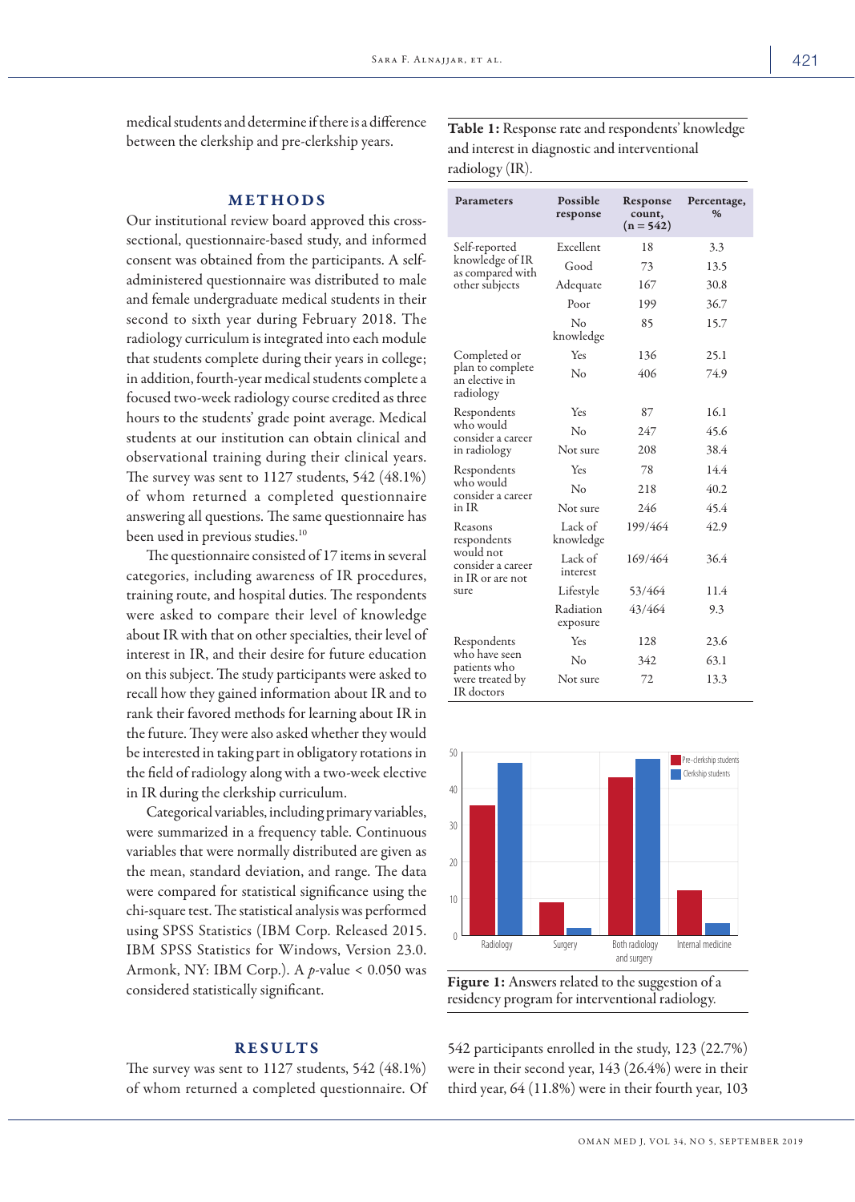medical students and determine if there is a difference between the clerkship and pre-clerkship years.

## METHODS

Our institutional review board approved this cross-sectional, questionnaire-based study, and informed consent was obtained from the participants. A self-administered questionnaire was distributed to male and female undergraduate medical students in their second to sixth year during February 2018. The radiology curriculum is integrated into each module that students complete during their years in college; in addition, fourth-year medical students complete a focused two-week radiology course credited as three hours to the students' grade point average. Medical students at our institution can obtain clinical and observational training during their clinical years. The survey was sent to 1127 students, 542 (48.1%) of whom returned a completed questionnaire answering all questions. The same questionnaire has been used in previous studies.[10]

The questionnaire consisted of 17 items in several categories, including awareness of IR procedures, training route, and hospital duties. The respondents were asked to compare their level of knowledge about IR with that on other specialties, their level of interest in IR, and their desire for future education on this subject. The study participants were asked to recall how they gained information about IR and to rank their favored methods for learning about IR in the future. They were also asked whether they would be interested in taking part in obligatory rotations in the field of radiology along with a two-week elective in IR during the clerkship curriculum.

Categorical variables, including primary variables, were summarized in a frequency table. Continuous variables that were normally distributed are given as the mean, standard deviation, and range. The data were compared for statistical significance using the chi-square test. The statistical analysis was performed using SPSS Statistics (IBM Corp. Released 2015. IBM SPSS Statistics for Windows, Version 23.0. Armonk, NY: IBM Corp.). A $p$-value < 0.050 was considered statistically significant.

**Table 1:** Response rate and respondents' knowledge and interest in diagnostic and interventional radiology (IR).

| Parameters | Possible response | Response count, (n = 542) | Percentage, % |
|---|---|---|---|
| Self-reported knowledge of IR as compared with other subjects | Excellent | 18 | 3.3 |
| | Good | 73 | 13.5 |
| | Adequate | 167 | 30.8 |
| | Poor | 199 | 36.7 |
| | No knowledge | 85 | 15.7 |
| Completed or plan to complete an elective in radiology | Yes | 136 | 25.1 |
| | No | 406 | 74.9 |
| Respondents who would consider a career in radiology | Yes | 87 | 16.1 |
| | No | 247 | 45.6 |
| | Not sure | 208 | 38.4 |
| Respondents who would consider a career in IR | Yes | 78 | 14.4 |
| | No | 218 | 40.2 |
| | Not sure | 246 | 45.4 |
| Reasons respondents would not consider a career in IR or are not sure | Lack of knowledge | 199/464 | 42.9 |
| | Lack of interest | 169/464 | 36.4 |
| | Lifestyle | 53/464 | 11.4 |
| | Radiation exposure | 43/464 | 9.3 |
| Respondents who have seen patients who were treated by IR doctors | Yes | 128 | 23.6 |
| | No | 342 | 63.1 |
| | Not sure | 72 | 13.3 |

**Figure 1:** Answers related to the suggestion of a residency program for interventional radiology.

## RESULTS

The survey was sent to 1127 students, 542 (48.1%) of whom returned a completed questionnaire. Of 542 participants enrolled in the study, 123 (22.7%) were in their second year, 143 (26.4%) were in their third year, 64 (11.8%) were in their fourth year, 103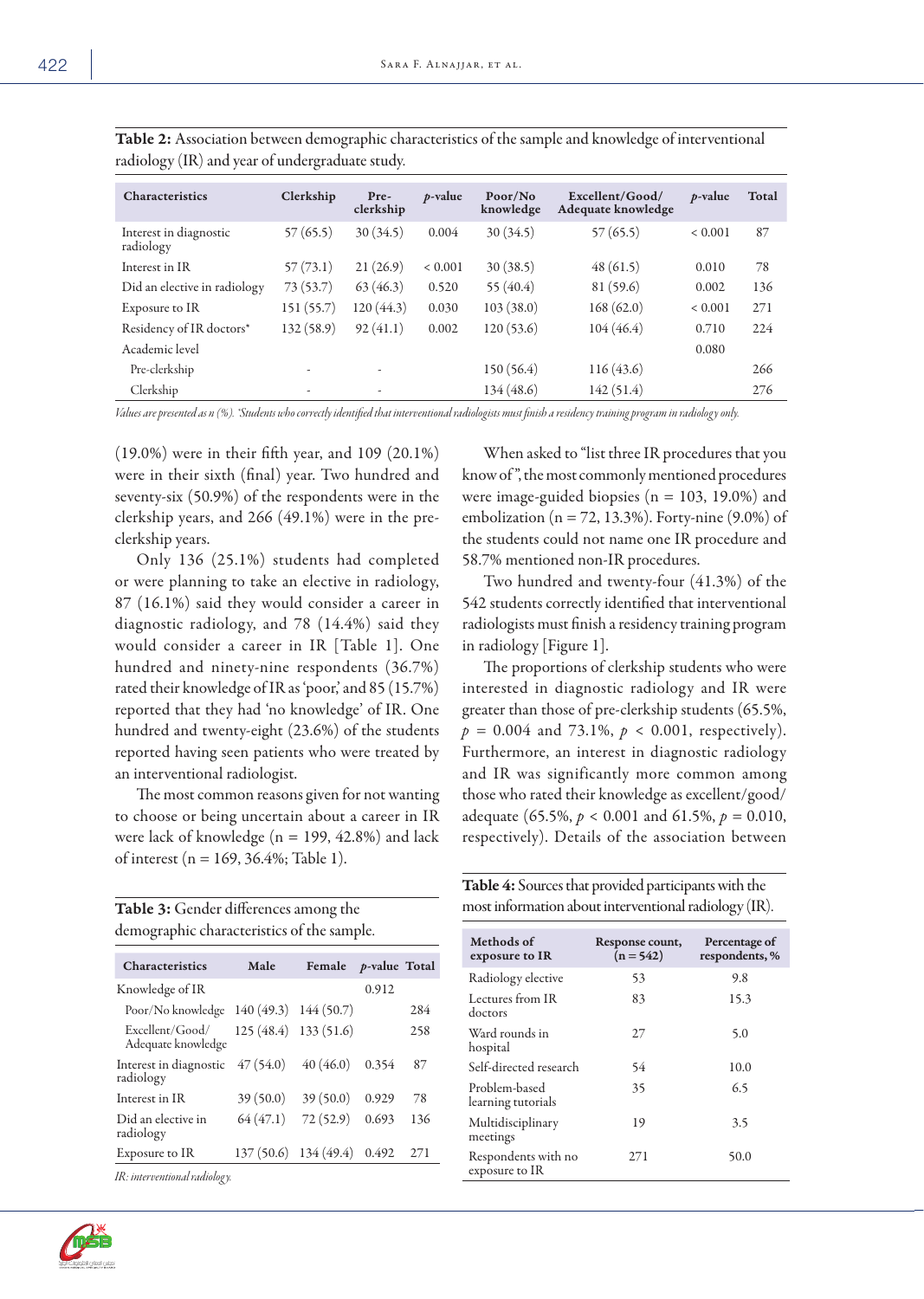**Table 2:** Association between demographic characteristics of the sample and knowledge of interventional radiology (IR) and year of undergraduate study.

| Characteristics | Clerkship | Pre-clerkship | *p*-value | Poor/No knowledge | Excellent/Good/ Adequate knowledge | *p*-value | Total |
|---|---|---|---|---|---|---|---|
| Interest in diagnostic radiology | 57 (65.5) | 30 (34.5) | 0.004 | 30 (34.5) | 57 (65.5) | < 0.001 | 87 |
| Interest in IR | 57 (73.1) | 21 (26.9) | < 0.001 | 30 (38.5) | 48 (61.5) | 0.010 | 78 |
| Did an elective in radiology | 73 (53.7) | 63 (46.3) | 0.520 | 55 (40.4) | 81 (59.6) | 0.002 | 136 |
| Exposure to IR | 151 (55.7) | 120 (44.3) | 0.030 | 103 (38.0) | 168 (62.0) | < 0.001 | 271 |
| Residency of IR doctors* | 132 (58.9) | 92 (41.1) | 0.002 | 120 (53.6) | 104 (46.4) | 0.710 | 224 |
| Academic level | | | | | | 0.080 | |
| Pre-clerkship | - | - | | 150 (56.4) | 116 (43.6) | | 266 |
| Clerkship | - | - | | 134 (48.6) | 142 (51.4) | | 276 |

*Values are presented as n (%). *Students who correctly identified that interventional radiologists must finish a residency training program in radiology only.*

(19.0%) were in their fifth year, and 109 (20.1%) were in their sixth (final) year. Two hundred and seventy-six (50.9%) of the respondents were in the clerkship years, and 266 (49.1%) were in the pre-clerkship years.

Only 136 (25.1%) students had completed or were planning to take an elective in radiology, 87 (16.1%) said they would consider a career in diagnostic radiology, and 78 (14.4%) said they would consider a career in IR [Table 1]. One hundred and ninety-nine respondents (36.7%) rated their knowledge of IR as 'poor,' and 85 (15.7%) reported that they had 'no knowledge' of IR. One hundred and twenty-eight (23.6%) of the students reported having seen patients who were treated by an interventional radiologist.

The most common reasons given for not wanting to choose or being uncertain about a career in IR were lack of knowledge (n = 199, 42.8%) and lack of interest (n = 169, 36.4%; Table 1).

When asked to "list three IR procedures that you know of", the most commonly mentioned procedures were image-guided biopsies (n = 103, 19.0%) and embolization (n = 72, 13.3%). Forty-nine (9.0%) of the students could not name one IR procedure and 58.7% mentioned non-IR procedures.

Two hundred and twenty-four (41.3%) of the 542 students correctly identified that interventional radiologists must finish a residency training program in radiology [Figure 1].

The proportions of clerkship students who were interested in diagnostic radiology and IR were greater than those of pre-clerkship students (65.5%, $p = 0.004$ and 73.1%, $p < 0.001$, respectively). Furthermore, an interest in diagnostic radiology and IR was significantly more common among those who rated their knowledge as excellent/good/adequate (65.5%, $p < 0.001$ and 61.5%, $p = 0.010$, respectively). Details of the association between

**Table 3:** Gender differences among the demographic characteristics of the sample.

| Characteristics | Male | Female | *p*-value | Total |
|---|---|---|---|---|
| Knowledge of IR | | | 0.912 | |
| Poor/No knowledge | 140 (49.3) | 144 (50.7) | | 284 |
| Excellent/Good/ Adequate knowledge | 125 (48.4) | 133 (51.6) | | 258 |
| Interest in diagnostic radiology | 47 (54.0) | 40 (46.0) | 0.354 | 87 |
| Interest in IR | 39 (50.0) | 39 (50.0) | 0.929 | 78 |
| Did an elective in radiology | 64 (47.1) | 72 (52.9) | 0.693 | 136 |
| Exposure to IR | 137 (50.6) | 134 (49.4) | 0.492 | 271 |

*IR: interventional radiology.*

**Table 4:** Sources that provided participants with the most information about interventional radiology (IR).

| Methods of exposure to IR | Response count, (n = 542) | Percentage of respondents, % |
|---|---|---|
| Radiology elective | 53 | 9.8 |
| Lectures from IR doctors | 83 | 15.3 |
| Ward rounds in hospital | 27 | 5.0 |
| Self-directed research | 54 | 10.0 |
| Problem-based learning tutorials | 35 | 6.5 |
| Multidisciplinary meetings | 19 | 3.5 |
| Respondents with no exposure to IR | 271 | 50.0 |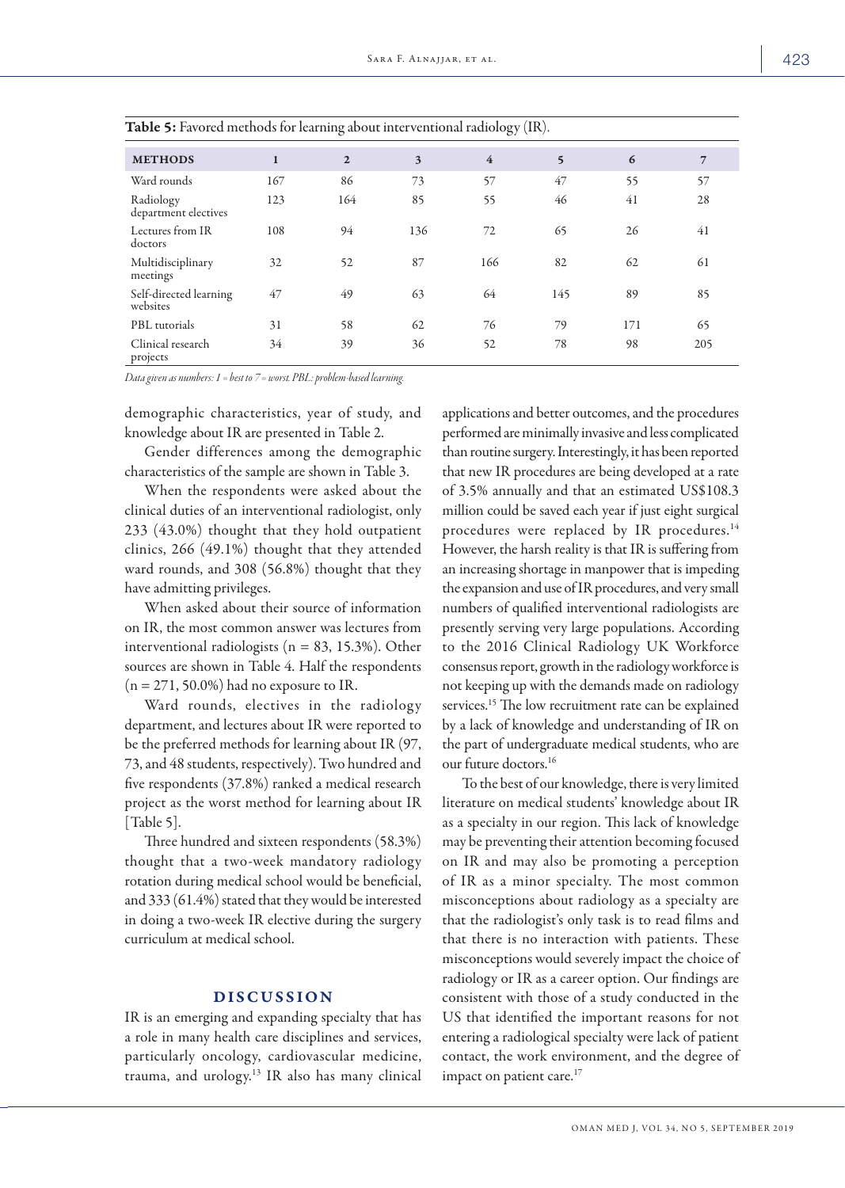**Table 5:** Favored methods for learning about interventional radiology (IR).

| METHODS | 1 | 2 | 3 | 4 | 5 | 6 | 7 |
|---|---|---|---|---|---|---|---|
| Ward rounds | 167 | 86 | 73 | 57 | 47 | 55 | 57 |
| Radiology department electives | 123 | 164 | 85 | 55 | 46 | 41 | 28 |
| Lectures from IR doctors | 108 | 94 | 136 | 72 | 65 | 26 | 41 |
| Multidisciplinary meetings | 32 | 52 | 87 | 166 | 82 | 62 | 61 |
| Self-directed learning websites | 47 | 49 | 63 | 64 | 145 | 89 | 85 |
| PBL tutorials | 31 | 58 | 62 | 76 | 79 | 171 | 65 |
| Clinical research projects | 34 | 39 | 36 | 52 | 78 | 98 | 205 |

*Data given as numbers: 1 = best to 7 = worst. PBL: problem-based learning.*

demographic characteristics, year of study, and knowledge about IR are presented in Table 2.

Gender differences among the demographic characteristics of the sample are shown in Table 3.

When the respondents were asked about the clinical duties of an interventional radiologist, only 233 (43.0%) thought that they hold outpatient clinics, 266 (49.1%) thought that they attended ward rounds, and 308 (56.8%) thought that they have admitting privileges.

When asked about their source of information on IR, the most common answer was lectures from interventional radiologists (n = 83, 15.3%). Other sources are shown in Table 4. Half the respondents (n = 271, 50.0%) had no exposure to IR.

Ward rounds, electives in the radiology department, and lectures about IR were reported to be the preferred methods for learning about IR (97, 73, and 48 students, respectively). Two hundred and five respondents (37.8%) ranked a medical research project as the worst method for learning about IR [Table 5].

Three hundred and sixteen respondents (58.3%) thought that a two-week mandatory radiology rotation during medical school would be beneficial, and 333 (61.4%) stated that they would be interested in doing a two-week IR elective during the surgery curriculum at medical school.

## DISCUSSION

IR is an emerging and expanding specialty that has a role in many health care disciplines and services, particularly oncology, cardiovascular medicine, trauma, and urology.[13] IR also has many clinical applications and better outcomes, and the procedures performed are minimally invasive and less complicated than routine surgery. Interestingly, it has been reported that new IR procedures are being developed at a rate of 3.5% annually and that an estimated US$108.3 million could be saved each year if just eight surgical procedures were replaced by IR procedures.[14] However, the harsh reality is that IR is suffering from an increasing shortage in manpower that is impeding the expansion and use of IR procedures, and very small numbers of qualified interventional radiologists are presently serving very large populations. According to the 2016 Clinical Radiology UK Workforce consensus report, growth in the radiology workforce is not keeping up with the demands made on radiology services.[15] The low recruitment rate can be explained by a lack of knowledge and understanding of IR on the part of undergraduate medical students, who are our future doctors.[16]

To the best of our knowledge, there is very limited literature on medical students' knowledge about IR as a specialty in our region. This lack of knowledge may be preventing their attention becoming focused on IR and may also be promoting a perception of IR as a minor specialty. The most common misconceptions about radiology as a specialty are that the radiologist's only task is to read films and that there is no interaction with patients. These misconceptions would severely impact the choice of radiology or IR as a career option. Our findings are consistent with those of a study conducted in the US that identified the important reasons for not entering a radiological specialty were lack of patient contact, the work environment, and the degree of impact on patient care.[17]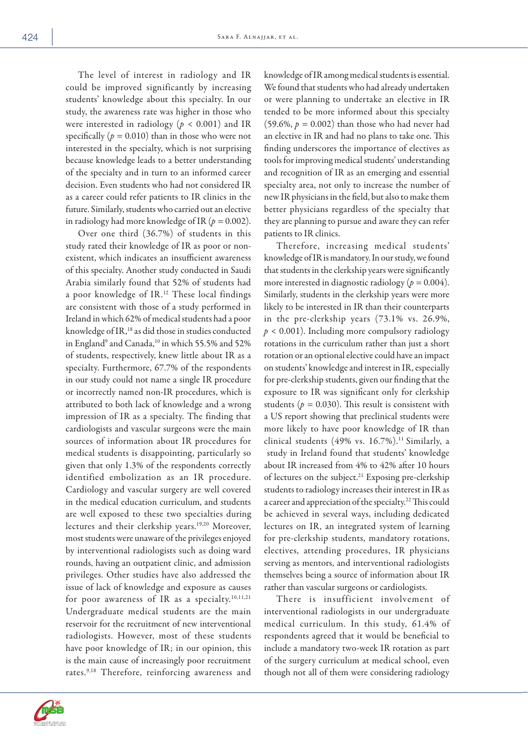The level of interest in radiology and IR could be improved significantly by increasing students' knowledge about this specialty. In our study, the awareness rate was higher in those who were interested in radiology ($p < 0.001$) and IR specifically ($p = 0.010$) than in those who were not interested in the specialty, which is not surprising because knowledge leads to a better understanding of the specialty and in turn to an informed career decision. Even students who had not considered IR as a career could refer patients to IR clinics in the future. Similarly, students who carried out an elective in radiology had more knowledge of IR ($p = 0.002$).

Over one third (36.7%) of students in this study rated their knowledge of IR as poor or non-existent, which indicates an insufficient awareness of this specialty. Another study conducted in Saudi Arabia similarly found that 52% of students had a poor knowledge of IR.[12] These local findings are consistent with those of a study performed in Ireland in which 62% of medical students had a poor knowledge of IR,[18] as did those in studies conducted in England[9] and Canada,[10] in which 55.5% and 52% of students, respectively, knew little about IR as a specialty. Furthermore, 67.7% of the respondents in our study could not name a single IR procedure or incorrectly named non-IR procedures, which is attributed to both lack of knowledge and a wrong impression of IR as a specialty. The finding that cardiologists and vascular surgeons were the main sources of information about IR procedures for medical students is disappointing, particularly so given that only 1.3% of the respondents correctly identified embolization as an IR procedure. Cardiology and vascular surgery are well covered in the medical education curriculum, and students are well exposed to these two specialties during lectures and their clerkship years.[19,20] Moreover, most students were unaware of the privileges enjoyed by interventional radiologists such as doing ward rounds, having an outpatient clinic, and admission privileges. Other studies have also addressed the issue of lack of knowledge and exposure as causes for poor awareness of IR as a specialty.[10,11,21] Undergraduate medical students are the main reservoir for the recruitment of new interventional radiologists. However, most of these students have poor knowledge of IR; in our opinion, this is the main cause of increasingly poor recruitment rates.[9,18] Therefore, reinforcing awareness and knowledge of IR among medical students is essential. We found that students who had already undertaken or were planning to undertake an elective in IR tended to be more informed about this specialty (59.6%, $p = 0.002$) than those who had never had an elective in IR and had no plans to take one. This finding underscores the importance of electives as tools for improving medical students' understanding and recognition of IR as an emerging and essential specialty area, not only to increase the number of new IR physicians in the field, but also to make them better physicians regardless of the specialty that they are planning to pursue and aware they can refer patients to IR clinics.

Therefore, increasing medical students' knowledge of IR is mandatory. In our study, we found that students in the clerkship years were significantly more interested in diagnostic radiology ($p = 0.004$). Similarly, students in the clerkship years were more likely to be interested in IR than their counterparts in the pre-clerkship years (73.1% vs. 26.9%, $p < 0.001$). Including more compulsory radiology rotations in the curriculum rather than just a short rotation or an optional elective could have an impact on students' knowledge and interest in IR, especially for pre-clerkship students, given our finding that the exposure to IR was significant only for clerkship students ($p = 0.030$). This result is consistent with a US report showing that preclinical students were more likely to have poor knowledge of IR than clinical students (49% vs. 16.7%).[11] Similarly, a study in Ireland found that students' knowledge about IR increased from 4% to 42% after 10 hours of lectures on the subject.[21] Exposing pre-clerkship students to radiology increases their interest in IR as a career and appreciation of the specialty.[22] This could be achieved in several ways, including dedicated lectures on IR, an integrated system of learning for pre-clerkship students, mandatory rotations, electives, attending procedures, IR physicians serving as mentors, and interventional radiologists themselves being a source of information about IR rather than vascular surgeons or cardiologists.

There is insufficient involvement of interventional radiologists in our undergraduate medical curriculum. In this study, 61.4% of respondents agreed that it would be beneficial to include a mandatory two-week IR rotation as part of the surgery curriculum at medical school, even though not all of them were considering radiology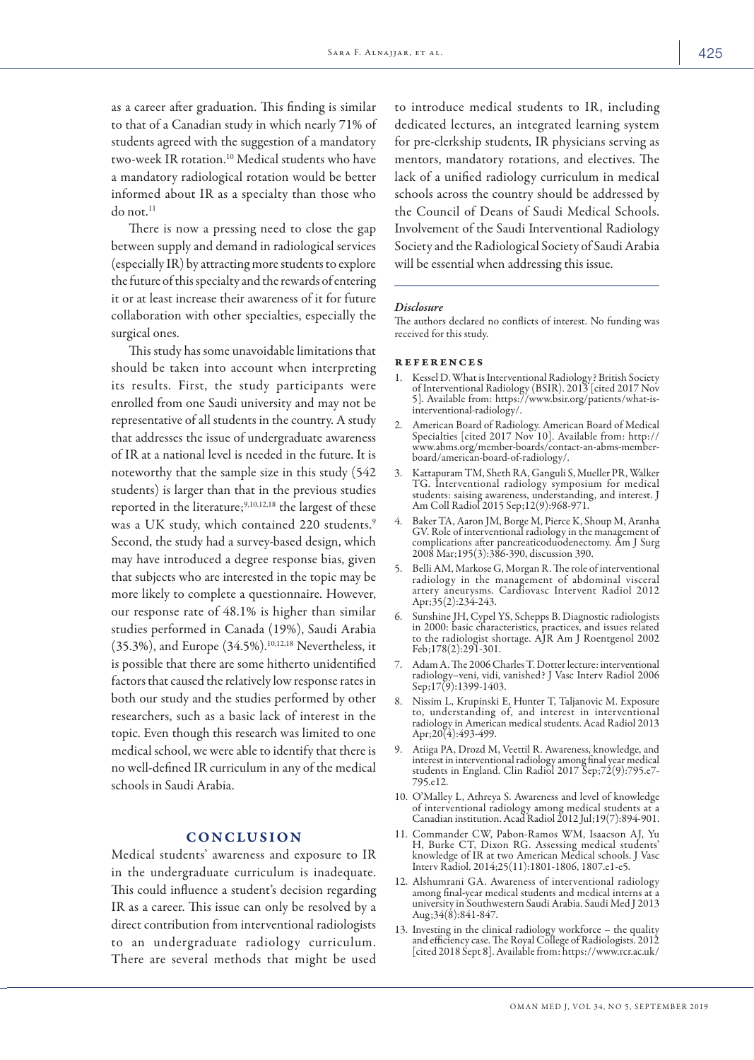as a career after graduation. This finding is similar to that of a Canadian study in which nearly 71% of students agreed with the suggestion of a mandatory two-week IR rotation.[10] Medical students who have a mandatory radiological rotation would be better informed about IR as a specialty than those who do not.[11]

There is now a pressing need to close the gap between supply and demand in radiological services (especially IR) by attracting more students to explore the future of this specialty and the rewards of entering it or at least increase their awareness of it for future collaboration with other specialties, especially the surgical ones.

This study has some unavoidable limitations that should be taken into account when interpreting its results. First, the study participants were enrolled from one Saudi university and may not be representative of all students in the country. A study that addresses the issue of undergraduate awareness of IR at a national level is needed in the future. It is noteworthy that the sample size in this study (542 students) is larger than that in the previous studies reported in the literature;[9,10,12,18] the largest of these was a UK study, which contained 220 students.[9] Second, the study had a survey-based design, which may have introduced a degree response bias, given that subjects who are interested in the topic may be more likely to complete a questionnaire. However, our response rate of 48.1% is higher than similar studies performed in Canada (19%), Saudi Arabia (35.3%), and Europe (34.5%).[10,12,18] Nevertheless, it is possible that there are some hitherto unidentified factors that caused the relatively low response rates in both our study and the studies performed by other researchers, such as a basic lack of interest in the topic. Even though this research was limited to one medical school, we were able to identify that there is no well-defined IR curriculum in any of the medical schools in Saudi Arabia.

## CONCLUSION

Medical students' awareness and exposure to IR in the undergraduate curriculum is inadequate. This could influence a student's decision regarding IR as a career. This issue can only be resolved by a direct contribution from interventional radiologists to an undergraduate radiology curriculum. There are several methods that might be used to introduce medical students to IR, including dedicated lectures, an integrated learning system for pre-clerkship students, IR physicians serving as mentors, mandatory rotations, and electives. The lack of a unified radiology curriculum in medical schools across the country should be addressed by the Council of Deans of Saudi Medical Schools. Involvement of the Saudi Interventional Radiology Society and the Radiological Society of Saudi Arabia will be essential when addressing this issue.

### *Disclosure*

The authors declared no conflicts of interest. No funding was received for this study.

## REFERENCES

1. Kessel D. What is Interventional Radiology? British Society of Interventional Radiology (BSIR). 2013 [cited 2017 Nov 5]. Available from: https://www.bsir.org/patients/what-is-interventional-radiology/.
2. American Board of Radiology. American Board of Medical Specialties [cited 2017 Nov 10]. Available from: http://www.abms.org/member-boards/contact-an-abms-member-board/american-board-of-radiology/.
3. Kattapuram TM, Sheth RA, Ganguli S, Mueller PR, Walker TG. Interventional radiology symposium for medical students: saising awareness, understanding, and interest. J Am Coll Radiol 2015 Sep;12(9):968-971.
4. Baker TA, Aaron JM, Borge M, Pierce K, Shoup M, Aranha GV. Role of interventional radiology in the management of complications after pancreaticoduodenectomy. Am J Surg 2008 Mar;195(3):386-390, discussion 390.
5. Belli AM, Markose G, Morgan R. The role of interventional radiology in the management of abdominal visceral artery aneurysms. Cardiovasc Intervent Radiol 2012 Apr;35(2):234-243.
6. Sunshine JH, Cypel YS, Schepps B. Diagnostic radiologists in 2000: basic characteristics, practices, and issues related to the radiologist shortage. AJR Am J Roentgenol 2002 Feb;178(2):291-301.
7. Adam A. The 2006 Charles T. Dotter lecture: interventional radiology–veni, vidi, vanished? J Vasc Interv Radiol 2006 Sep;17(9):1399-1403.
8. Nissim L, Krupinski E, Hunter T, Taljanovic M. Exposure to, understanding of, and interest in interventional radiology in American medical students. Acad Radiol 2013 Apr;20(4):493-499.
9. Atiiga PA, Drozd M, Veettil R. Awareness, knowledge, and interest in interventional radiology among final year medical students in England. Clin Radiol 2017 Sep;72(9):795.e7-795.e12.
10. O'Malley L, Athreya S. Awareness and level of knowledge of interventional radiology among medical students at a Canadian institution. Acad Radiol 2012 Jul;19(7):894-901.
11. Commander CW, Pabon-Ramos WM, Isaacson AJ, Yu H, Burke CT, Dixon RG. Assessing medical students' knowledge of IR at two American Medical schools. J Vasc Interv Radiol. 2014;25(11):1801-1806, 1807.e1-e5.
12. Alshumrani GA. Awareness of interventional radiology among final-year medical students and medical interns at a university in Southwestern Saudi Arabia. Saudi Med J 2013 Aug;34(8):841-847.
13. Investing in the clinical radiology workforce – the quality and efficiency case. The Royal College of Radiologists. 2012 [cited 2018 Sept 8]. Available from: https://www.rcr.ac.uk/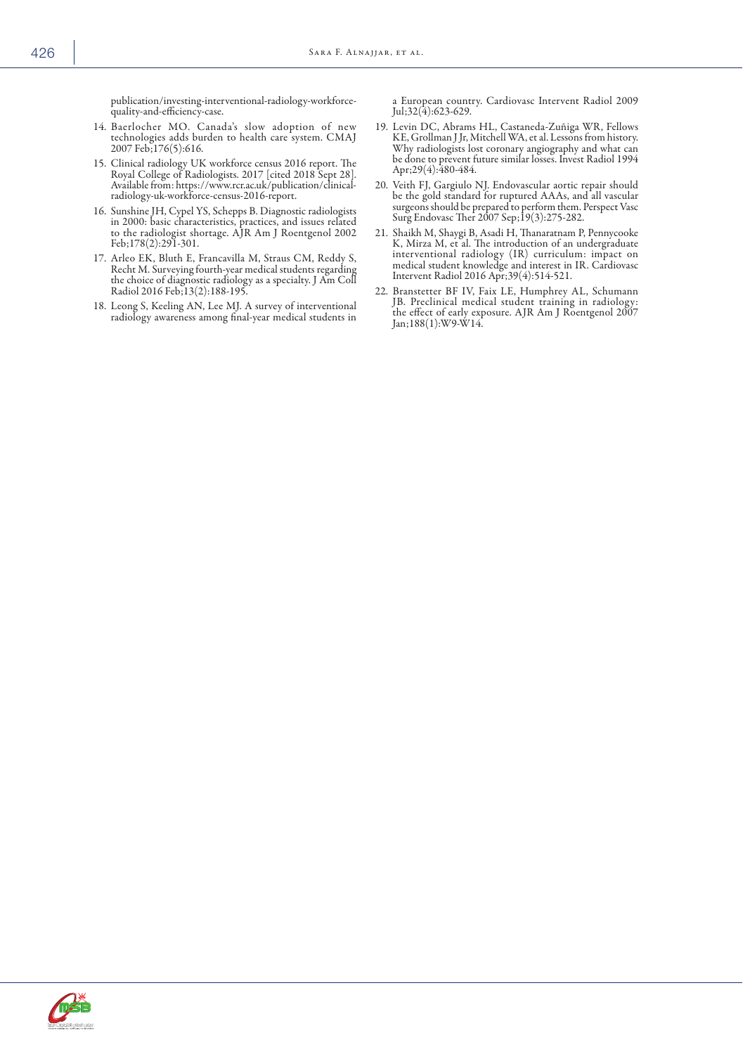publication/investing-interventional-radiology-workforce-quality-and-efficiency-case.

14. Baerlocher MO. Canada's slow adoption of new technologies adds burden to health care system. CMAJ 2007 Feb;176(5):616.
15. Clinical radiology UK workforce census 2016 report. The Royal College of Radiologists. 2017 [cited 2018 Sept 28]. Available from: https://www.rcr.ac.uk/publication/clinical-radiology-uk-workforce-census-2016-report.
16. Sunshine JH, Cypel YS, Schepps B. Diagnostic radiologists in 2000: basic characteristics, practices, and issues related to the radiologist shortage. AJR Am J Roentgenol 2002 Feb;178(2):291-301.
17. Arleo EK, Bluth E, Francavilla M, Straus CM, Reddy S, Recht M. Surveying fourth-year medical students regarding the choice of diagnostic radiology as a specialty. J Am Coll Radiol 2016 Feb;13(2):188-195.
18. Leong S, Keeling AN, Lee MJ. A survey of interventional radiology awareness among final-year medical students in a European country. Cardiovasc Intervent Radiol 2009 Jul;32(4):623-629.
19. Levin DC, Abrams HL, Castaneda-Zuñiga WR, Fellows KE, Grollman J Jr, Mitchell WA, et al. Lessons from history. Why radiologists lost coronary angiography and what can be done to prevent future similar losses. Invest Radiol 1994 Apr;29(4):480-484.
20. Veith FJ, Gargiulo NJ. Endovascular aortic repair should be the gold standard for ruptured AAAs, and all vascular surgeons should be prepared to perform them. Perspect Vasc Surg Endovasc Ther 2007 Sep;19(3):275-282.
21. Shaikh M, Shaygi B, Asadi H, Thanaratnam P, Pennycooke K, Mirza M, et al. The introduction of an undergraduate interventional radiology (IR) curriculum: impact on medical student knowledge and interest in IR. Cardiovasc Intervent Radiol 2016 Apr;39(4):514-521.
22. Branstetter BF IV, Faix LE, Humphrey AL, Schumann JB. Preclinical medical student training in radiology: the effect of early exposure. AJR Am J Roentgenol 2007 Jan;188(1):W9-W14.